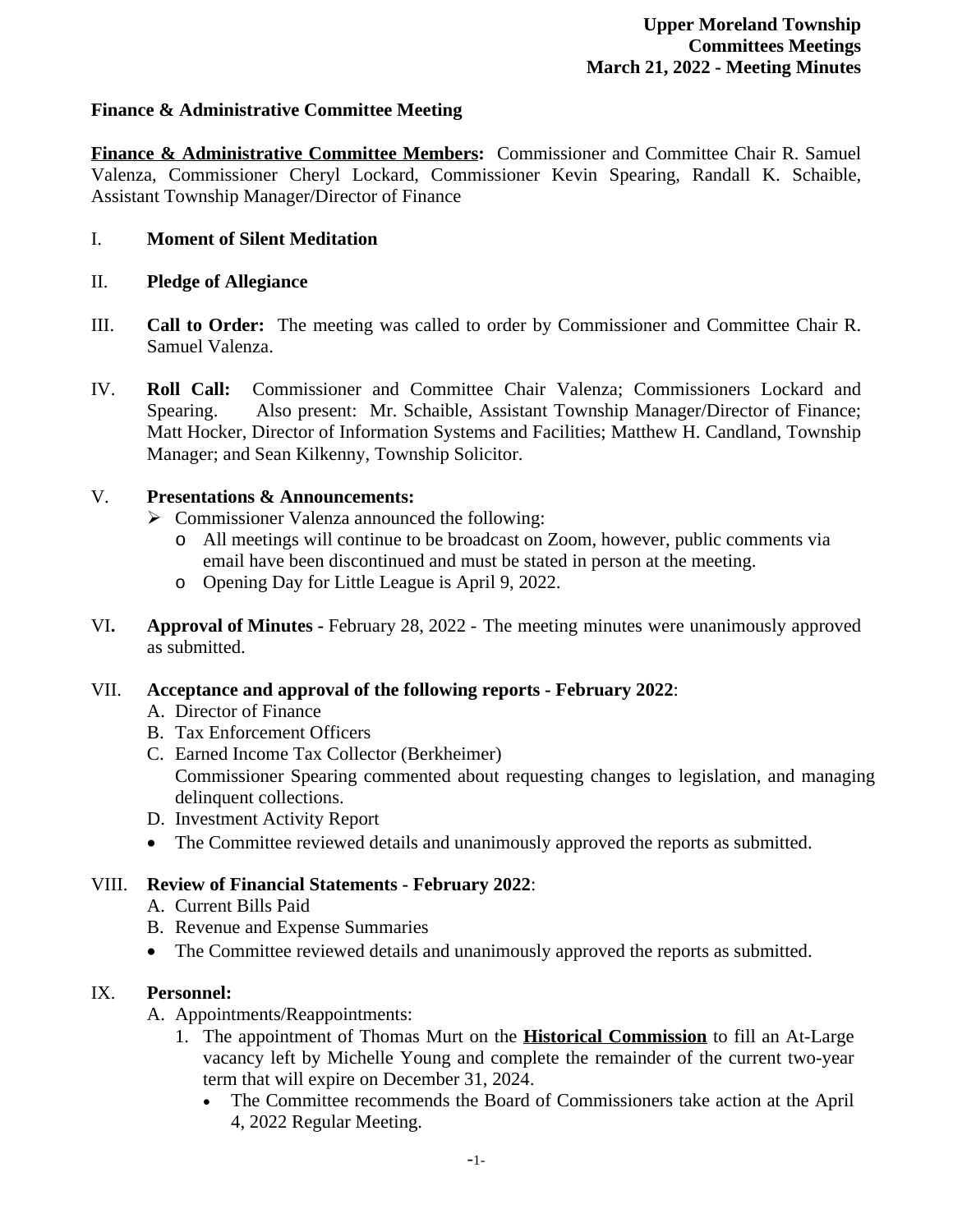**Upper Moreland Township**
**Committees Meetings**
**March 21, 2022 - Meeting Minutes**

## Finance & Administrative Committee Meeting

**Finance & Administrative Committee Members:** Commissioner and Committee Chair R. Samuel Valenza, Commissioner Cheryl Lockard, Commissioner Kevin Spearing, Randall K. Schaible, Assistant Township Manager/Director of Finance

I. **Moment of Silent Meditation**

II. **Pledge of Allegiance**

III. **Call to Order:** The meeting was called to order by Commissioner and Committee Chair R. Samuel Valenza.

IV. **Roll Call:** Commissioner and Committee Chair Valenza; Commissioners Lockard and Spearing. Also present: Mr. Schaible, Assistant Township Manager/Director of Finance; Matt Hocker, Director of Information Systems and Facilities; Matthew H. Candland, Township Manager; and Sean Kilkenny, Township Solicitor.

V. **Presentations & Announcements:**
   - Commissioner Valenza announced the following:
     - All meetings will continue to be broadcast on Zoom, however, public comments via email have been discontinued and must be stated in person at the meeting.
     - Opening Day for Little League is April 9, 2022.

VI. **Approval of Minutes -** February 28, 2022 - The meeting minutes were unanimously approved as submitted.

VII. **Acceptance and approval of the following reports - February 2022**:
   A. Director of Finance
   B. Tax Enforcement Officers
   C. Earned Income Tax Collector (Berkheimer)
   Commissioner Spearing commented about requesting changes to legislation, and managing delinquent collections.
   D. Investment Activity Report
   - The Committee reviewed details and unanimously approved the reports as submitted.

VIII. **Review of Financial Statements - February 2022**:
   A. Current Bills Paid
   B. Revenue and Expense Summaries
   - The Committee reviewed details and unanimously approved the reports as submitted.

IX. **Personnel:**
   A. Appointments/Reappointments:
      1. The appointment of Thomas Murt on the **Historical Commission** to fill an At-Large vacancy left by Michelle Young and complete the remainder of the current two-year term that will expire on December 31, 2024.
         - The Committee recommends the Board of Commissioners take action at the April 4, 2022 Regular Meeting.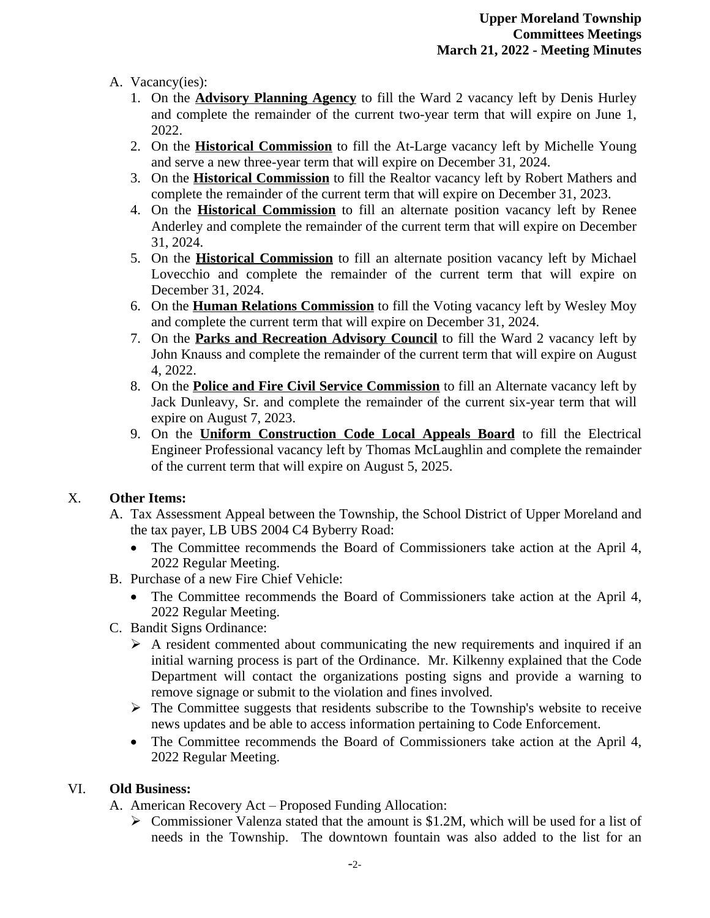A. Vacancy(ies):
   1. On the **Advisory Planning Agency** to fill the Ward 2 vacancy left by Denis Hurley and complete the remainder of the current two-year term that will expire on June 1, 2022.
   2. On the **Historical Commission** to fill the At-Large vacancy left by Michelle Young and serve a new three-year term that will expire on December 31, 2024.
   3. On the **Historical Commission** to fill the Realtor vacancy left by Robert Mathers and complete the remainder of the current term that will expire on December 31, 2023.
   4. On the **Historical Commission** to fill an alternate position vacancy left by Renee Anderley and complete the remainder of the current term that will expire on December 31, 2024.
   5. On the **Historical Commission** to fill an alternate position vacancy left by Michael Lovecchio and complete the remainder of the current term that will expire on December 31, 2024.
   6. On the **Human Relations Commission** to fill the Voting vacancy left by Wesley Moy and complete the current term that will expire on December 31, 2024.
   7. On the **Parks and Recreation Advisory Council** to fill the Ward 2 vacancy left by John Knauss and complete the remainder of the current term that will expire on August 4, 2022.
   8. On the **Police and Fire Civil Service Commission** to fill an Alternate vacancy left by Jack Dunleavy, Sr. and complete the remainder of the current six-year term that will expire on August 7, 2023.
   9. On the **Uniform Construction Code Local Appeals Board** to fill the Electrical Engineer Professional vacancy left by Thomas McLaughlin and complete the remainder of the current term that will expire on August 5, 2025.

X. **Other Items:**

A. Tax Assessment Appeal between the Township, the School District of Upper Moreland and the tax payer, LB UBS 2004 C4 Byberry Road:
   - The Committee recommends the Board of Commissioners take action at the April 4, 2022 Regular Meeting.

B. Purchase of a new Fire Chief Vehicle:
   - The Committee recommends the Board of Commissioners take action at the April 4, 2022 Regular Meeting.

C. Bandit Signs Ordinance:
   - ➢ A resident commented about communicating the new requirements and inquired if an initial warning process is part of the Ordinance. Mr. Kilkenny explained that the Code Department will contact the organizations posting signs and provide a warning to remove signage or submit to the violation and fines involved.
   - ➢ The Committee suggests that residents subscribe to the Township's website to receive news updates and be able to access information pertaining to Code Enforcement.
   - The Committee recommends the Board of Commissioners take action at the April 4, 2022 Regular Meeting.

VI. **Old Business:**

A. American Recovery Act – Proposed Funding Allocation:
   - ➢ Commissioner Valenza stated that the amount is $1.2M, which will be used for a list of needs in the Township. The downtown fountain was also added to the list for an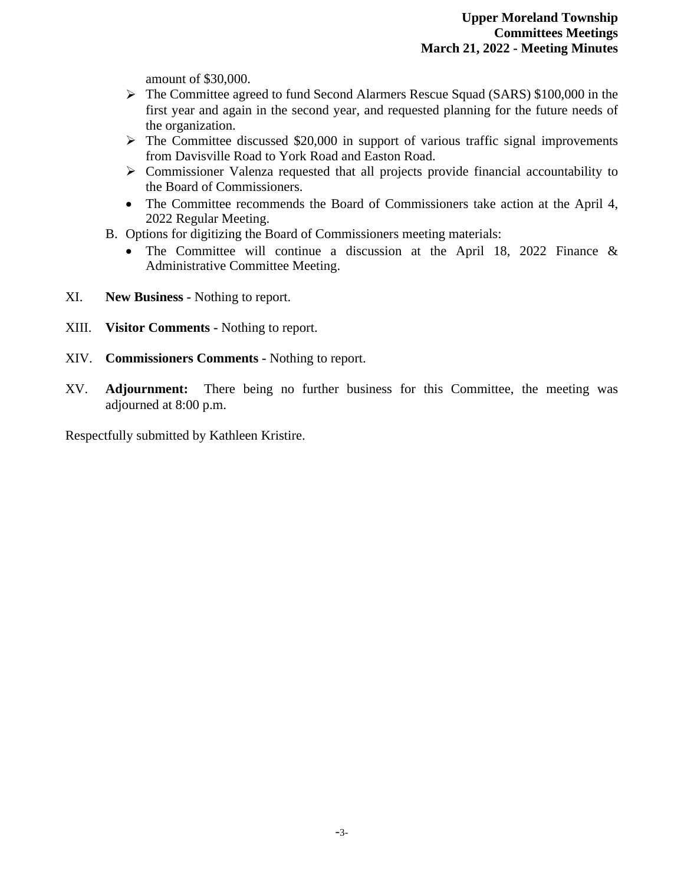amount of $30,000.

- The Committee agreed to fund Second Alarmers Rescue Squad (SARS) $100,000 in the first year and again in the second year, and requested planning for the future needs of the organization.
- The Committee discussed $20,000 in support of various traffic signal improvements from Davisville Road to York Road and Easton Road.
- Commissioner Valenza requested that all projects provide financial accountability to the Board of Commissioners.
- The Committee recommends the Board of Commissioners take action at the April 4, 2022 Regular Meeting.

B. Options for digitizing the Board of Commissioners meeting materials:

- The Committee will continue a discussion at the April 18, 2022 Finance & Administrative Committee Meeting.

XI. **New Business -** Nothing to report.

XIII. **Visitor Comments -** Nothing to report.

XIV. **Commissioners Comments -** Nothing to report.

XV. **Adjournment:** There being no further business for this Committee, the meeting was adjourned at 8:00 p.m.

Respectfully submitted by Kathleen Kristire.